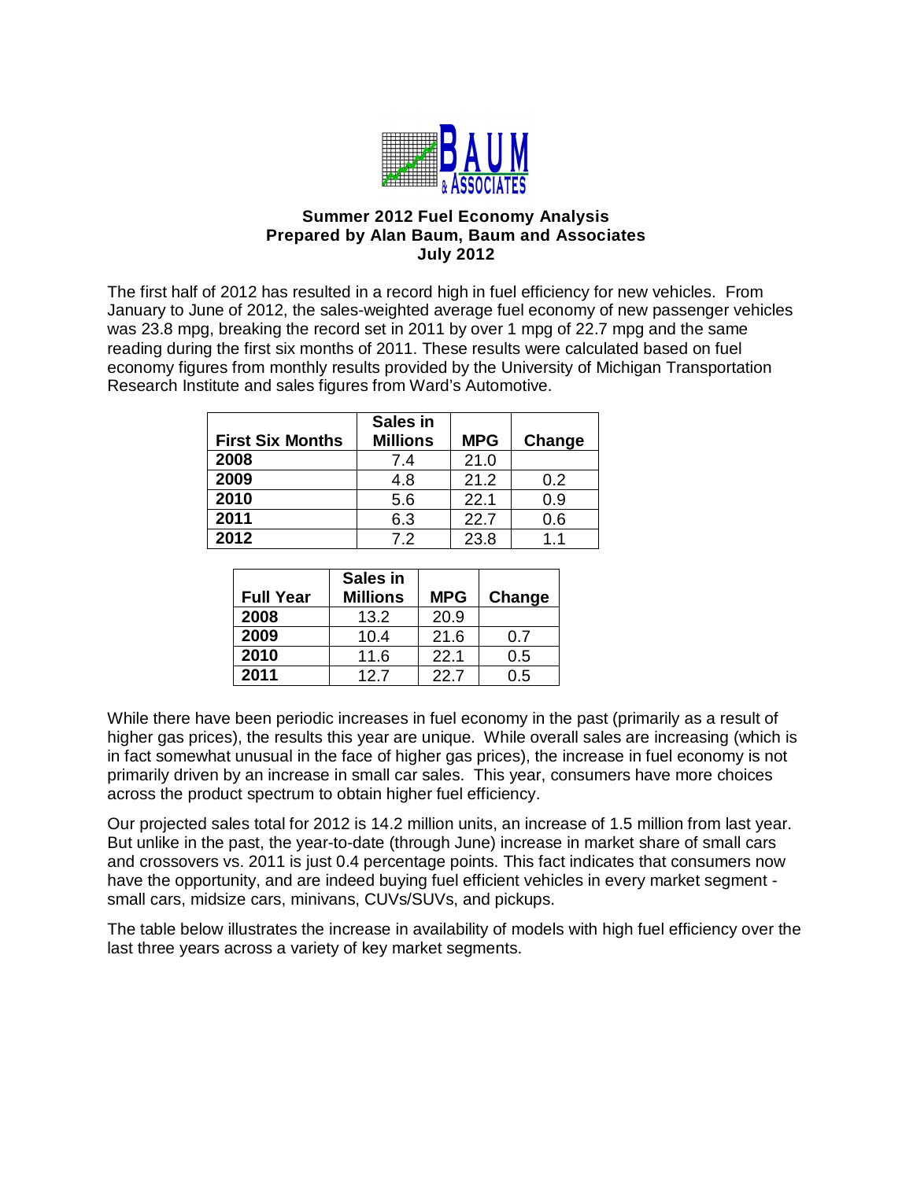**Summer 2012 Fuel Economy Analysis**
**Prepared by Alan Baum, Baum and Associates**
**July 2012**

The first half of 2012 has resulted in a record high in fuel efficiency for new vehicles. From January to June of 2012, the sales-weighted average fuel economy of new passenger vehicles was 23.8 mpg, breaking the record set in 2011 by over 1 mpg of 22.7 mpg and the same reading during the first six months of 2011. These results were calculated based on fuel economy figures from monthly results provided by the University of Michigan Transportation Research Institute and sales figures from Ward's Automotive.

| First Six Months | Sales in Millions | MPG | Change |
|---|---|---|---|
| 2008 | 7.4 | 21.0 | |
| 2009 | 4.8 | 21.2 | 0.2 |
| 2010 | 5.6 | 22.1 | 0.9 |
| 2011 | 6.3 | 22.7 | 0.6 |
| 2012 | 7.2 | 23.8 | 1.1 |

| Full Year | Sales in Millions | MPG | Change |
|---|---|---|---|
| 2008 | 13.2 | 20.9 | |
| 2009 | 10.4 | 21.6 | 0.7 |
| 2010 | 11.6 | 22.1 | 0.5 |
| 2011 | 12.7 | 22.7 | 0.5 |

While there have been periodic increases in fuel economy in the past (primarily as a result of higher gas prices), the results this year are unique. While overall sales are increasing (which is in fact somewhat unusual in the face of higher gas prices), the increase in fuel economy is not primarily driven by an increase in small car sales. This year, consumers have more choices across the product spectrum to obtain higher fuel efficiency.

Our projected sales total for 2012 is 14.2 million units, an increase of 1.5 million from last year. But unlike in the past, the year-to-date (through June) increase in market share of small cars and crossovers vs. 2011 is just 0.4 percentage points. This fact indicates that consumers now have the opportunity, and are indeed buying fuel efficient vehicles in every market segment - small cars, midsize cars, minivans, CUVs/SUVs, and pickups.

The table below illustrates the increase in availability of models with high fuel efficiency over the last three years across a variety of key market segments.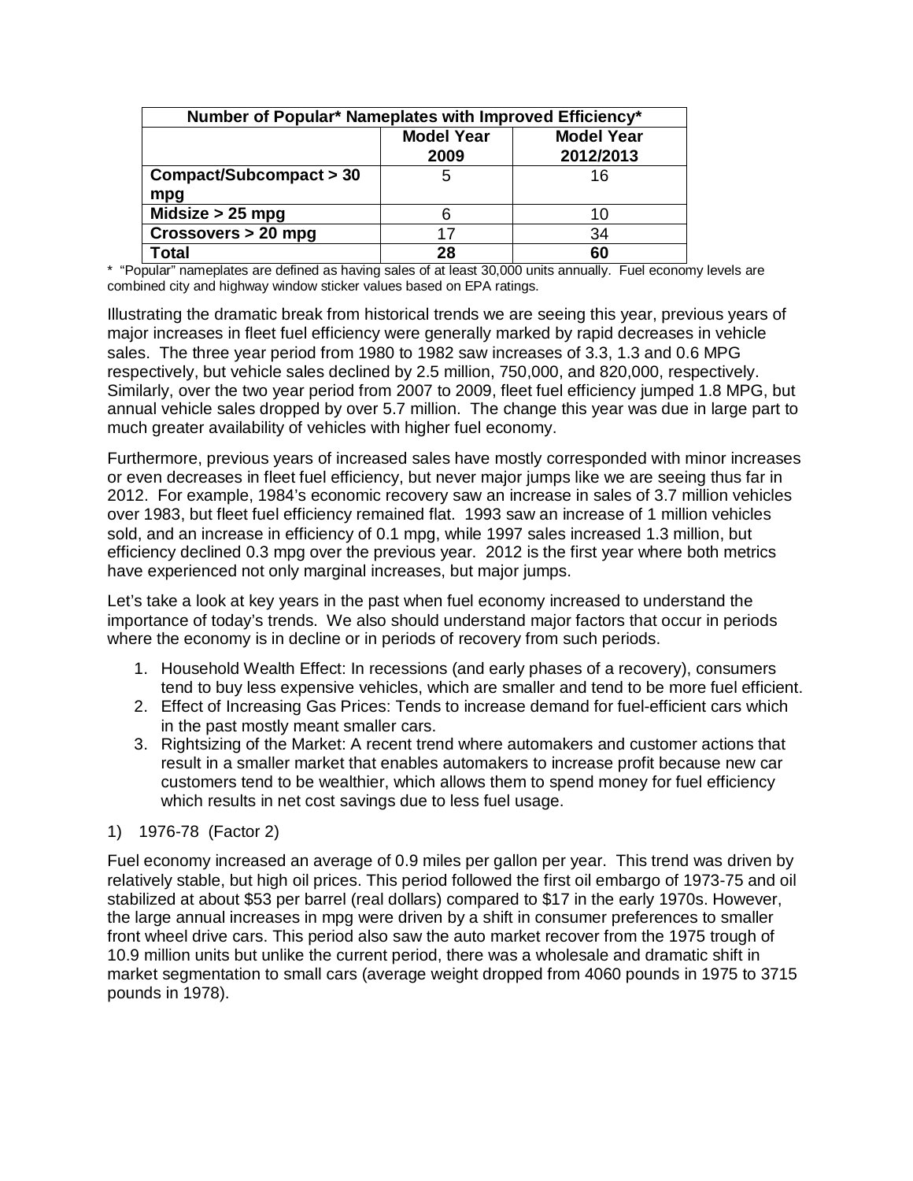| Number of Popular* Nameplates with Improved Efficiency* | | |
|---|---|---|
| | **Model Year 2009** | **Model Year 2012/2013** |
| **Compact/Subcompact > 30 mpg** | 5 | 16 |
| **Midsize > 25 mpg** | 6 | 10 |
| **Crossovers > 20 mpg** | 17 | 34 |
| **Total** | **28** | **60** |

* "Popular" nameplates are defined as having sales of at least 30,000 units annually. Fuel economy levels are combined city and highway window sticker values based on EPA ratings.

Illustrating the dramatic break from historical trends we are seeing this year, previous years of major increases in fleet fuel efficiency were generally marked by rapid decreases in vehicle sales. The three year period from 1980 to 1982 saw increases of 3.3, 1.3 and 0.6 MPG respectively, but vehicle sales declined by 2.5 million, 750,000, and 820,000, respectively. Similarly, over the two year period from 2007 to 2009, fleet fuel efficiency jumped 1.8 MPG, but annual vehicle sales dropped by over 5.7 million. The change this year was due in large part to much greater availability of vehicles with higher fuel economy.

Furthermore, previous years of increased sales have mostly corresponded with minor increases or even decreases in fleet fuel efficiency, but never major jumps like we are seeing thus far in 2012. For example, 1984's economic recovery saw an increase in sales of 3.7 million vehicles over 1983, but fleet fuel efficiency remained flat. 1993 saw an increase of 1 million vehicles sold, and an increase in efficiency of 0.1 mpg, while 1997 sales increased 1.3 million, but efficiency declined 0.3 mpg over the previous year. 2012 is the first year where both metrics have experienced not only marginal increases, but major jumps.

Let's take a look at key years in the past when fuel economy increased to understand the importance of today's trends. We also should understand major factors that occur in periods where the economy is in decline or in periods of recovery from such periods.

1. Household Wealth Effect: In recessions (and early phases of a recovery), consumers tend to buy less expensive vehicles, which are smaller and tend to be more fuel efficient.
2. Effect of Increasing Gas Prices: Tends to increase demand for fuel-efficient cars which in the past mostly meant smaller cars.
3. Rightsizing of the Market: A recent trend where automakers and customer actions that result in a smaller market that enables automakers to increase profit because new car customers tend to be wealthier, which allows them to spend money for fuel efficiency which results in net cost savings due to less fuel usage.

1) 1976-78 (Factor 2)

Fuel economy increased an average of 0.9 miles per gallon per year. This trend was driven by relatively stable, but high oil prices. This period followed the first oil embargo of 1973-75 and oil stabilized at about $53 per barrel (real dollars) compared to $17 in the early 1970s. However, the large annual increases in mpg were driven by a shift in consumer preferences to smaller front wheel drive cars. This period also saw the auto market recover from the 1975 trough of 10.9 million units but unlike the current period, there was a wholesale and dramatic shift in market segmentation to small cars (average weight dropped from 4060 pounds in 1975 to 3715 pounds in 1978).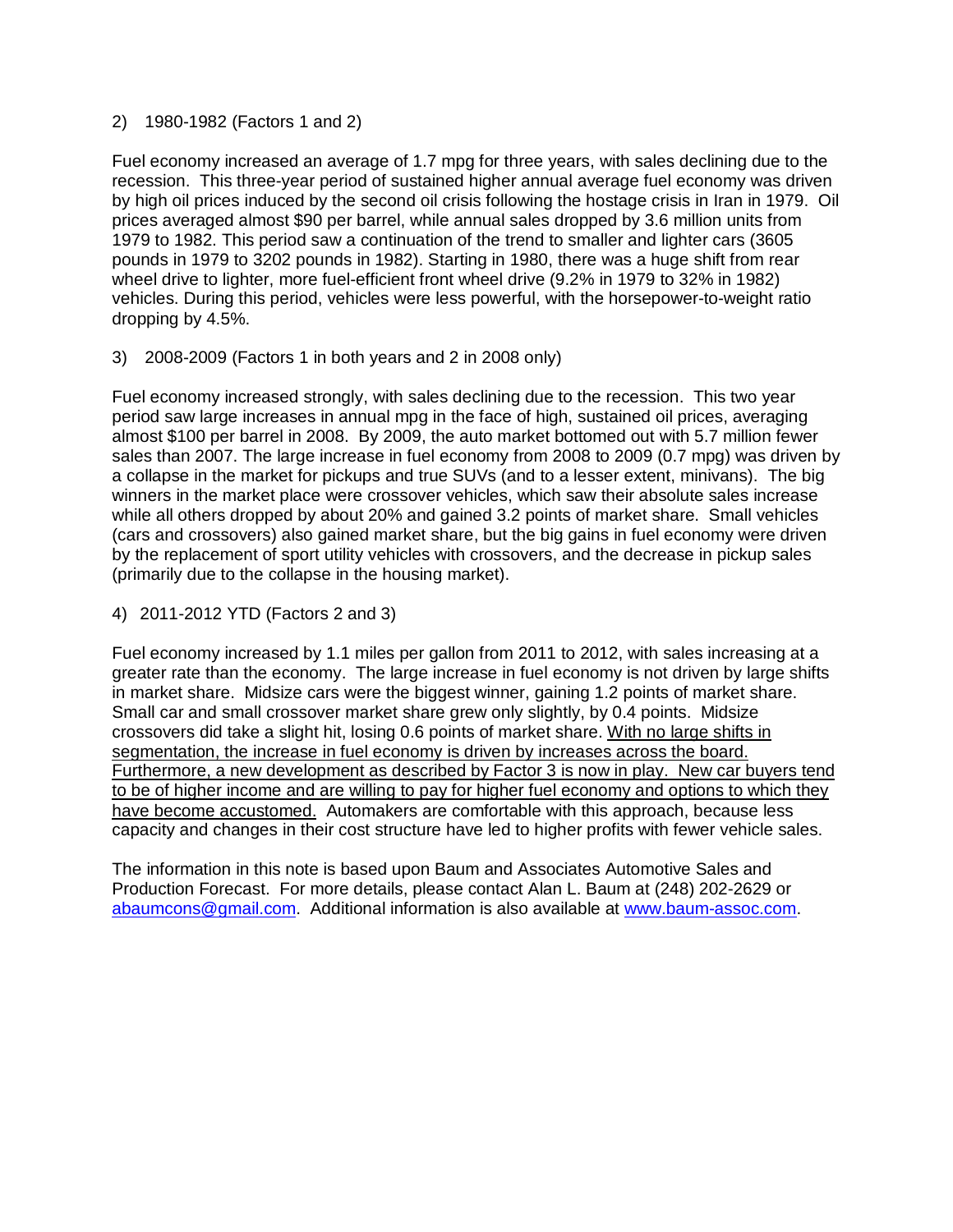2) 1980-1982 (Factors 1 and 2)

Fuel economy increased an average of 1.7 mpg for three years, with sales declining due to the recession. This three-year period of sustained higher annual average fuel economy was driven by high oil prices induced by the second oil crisis following the hostage crisis in Iran in 1979. Oil prices averaged almost $90 per barrel, while annual sales dropped by 3.6 million units from 1979 to 1982. This period saw a continuation of the trend to smaller and lighter cars (3605 pounds in 1979 to 3202 pounds in 1982). Starting in 1980, there was a huge shift from rear wheel drive to lighter, more fuel-efficient front wheel drive (9.2% in 1979 to 32% in 1982) vehicles. During this period, vehicles were less powerful, with the horsepower-to-weight ratio dropping by 4.5%.

3) 2008-2009 (Factors 1 in both years and 2 in 2008 only)

Fuel economy increased strongly, with sales declining due to the recession. This two year period saw large increases in annual mpg in the face of high, sustained oil prices, averaging almost $100 per barrel in 2008. By 2009, the auto market bottomed out with 5.7 million fewer sales than 2007. The large increase in fuel economy from 2008 to 2009 (0.7 mpg) was driven by a collapse in the market for pickups and true SUVs (and to a lesser extent, minivans). The big winners in the market place were crossover vehicles, which saw their absolute sales increase while all others dropped by about 20% and gained 3.2 points of market share. Small vehicles (cars and crossovers) also gained market share, but the big gains in fuel economy were driven by the replacement of sport utility vehicles with crossovers, and the decrease in pickup sales (primarily due to the collapse in the housing market).

4) 2011-2012 YTD (Factors 2 and 3)

Fuel economy increased by 1.1 miles per gallon from 2011 to 2012, with sales increasing at a greater rate than the economy. The large increase in fuel economy is not driven by large shifts in market share. Midsize cars were the biggest winner, gaining 1.2 points of market share. Small car and small crossover market share grew only slightly, by 0.4 points. Midsize crossovers did take a slight hit, losing 0.6 points of market share. <u>With no large shifts in segmentation, the increase in fuel economy is driven by increases across the board. Furthermore, a new development as described by Factor 3 is now in play. New car buyers tend to be of higher income and are willing to pay for higher fuel economy and options to which they have become accustomed.</u> Automakers are comfortable with this approach, because less capacity and changes in their cost structure have led to higher profits with fewer vehicle sales.

The information in this note is based upon Baum and Associates Automotive Sales and Production Forecast. For more details, please contact Alan L. Baum at (248) 202-2629 or [abaumcons@gmail.com](mailto:abaumcons@gmail.com). Additional information is also available at [www.baum-assoc.com](http://www.baum-assoc.com).